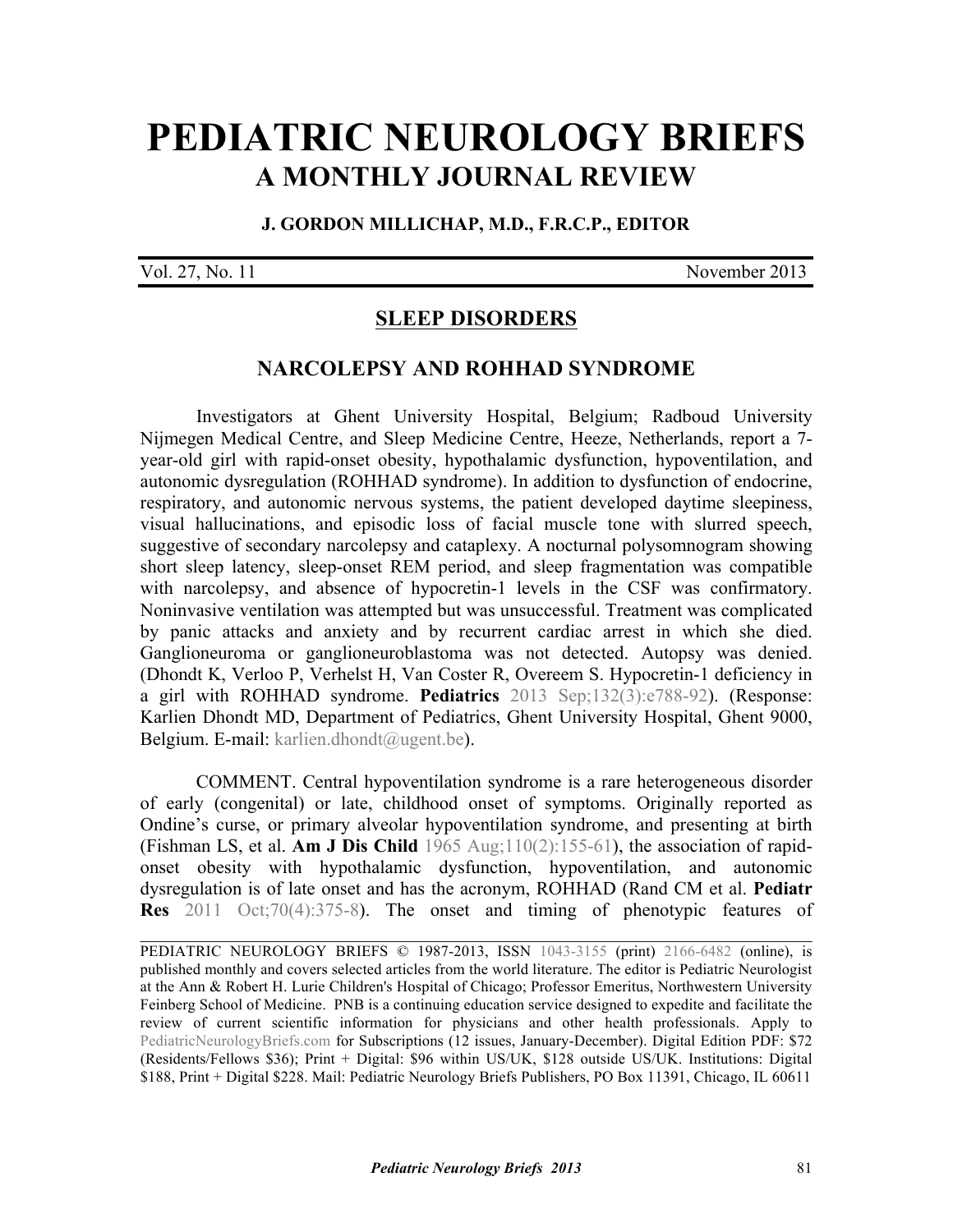# PEDIATRIC NEUROLOGY BRIEFS

## A MONTHLY JOURNAL REVIEW

**J. GORDON MILLICHAP, M.D., F.R.C.P., EDITOR**

Vol. 27, No. 11 November 2013

## SLEEP DISORDERS

### NARCOLEPSY AND ROHHAD SYNDROME

Investigators at Ghent University Hospital, Belgium; Radboud University Nijmegen Medical Centre, and Sleep Medicine Centre, Heeze, Netherlands, report a 7-year-old girl with rapid-onset obesity, hypothalamic dysfunction, hypoventilation, and autonomic dysregulation (ROHHAD syndrome). In addition to dysfunction of endocrine, respiratory, and autonomic nervous systems, the patient developed daytime sleepiness, visual hallucinations, and episodic loss of facial muscle tone with slurred speech, suggestive of secondary narcolepsy and cataplexy. A nocturnal polysomnogram showing short sleep latency, sleep-onset REM period, and sleep fragmentation was compatible with narcolepsy, and absence of hypocretin-1 levels in the CSF was confirmatory. Noninvasive ventilation was attempted but was unsuccessful. Treatment was complicated by panic attacks and anxiety and by recurrent cardiac arrest in which she died. Ganglioneuroma or ganglioneuroblastoma was not detected. Autopsy was denied. (Dhondt K, Verloo P, Verhelst H, Van Coster R, Overeem S. Hypocretin-1 deficiency in a girl with ROHHAD syndrome. **Pediatrics** 2013 Sep;132(3):e788-92). (Response: Karlien Dhondt MD, Department of Pediatrics, Ghent University Hospital, Ghent 9000, Belgium. E-mail: karlien.dhondt@ugent.be).

COMMENT. Central hypoventilation syndrome is a rare heterogeneous disorder of early (congenital) or late, childhood onset of symptoms. Originally reported as Ondine's curse, or primary alveolar hypoventilation syndrome, and presenting at birth (Fishman LS, et al. **Am J Dis Child** 1965 Aug;110(2):155-61), the association of rapid-onset obesity with hypothalamic dysfunction, hypoventilation, and autonomic dysregulation is of late onset and has the acronym, ROHHAD (Rand CM et al. **Pediatr Res** 2011 Oct;70(4):375-8). The onset and timing of phenotypic features of

---

PEDIATRIC NEUROLOGY BRIEFS © 1987-2013, ISSN 1043-3155 (print) 2166-6482 (online), is published monthly and covers selected articles from the world literature. The editor is Pediatric Neurologist at the Ann & Robert H. Lurie Children's Hospital of Chicago; Professor Emeritus, Northwestern University Feinberg School of Medicine. PNB is a continuing education service designed to expedite and facilitate the review of current scientific information for physicians and other health professionals. Apply to PediatricNeurologyBriefs.com for Subscriptions (12 issues, January-December). Digital Edition PDF: $72 (Residents/Fellows $36); Print + Digital: $96 within US/UK, $128 outside US/UK. Institutions: Digital $188, Print + Digital $228. Mail: Pediatric Neurology Briefs Publishers, PO Box 11391, Chicago, IL 60611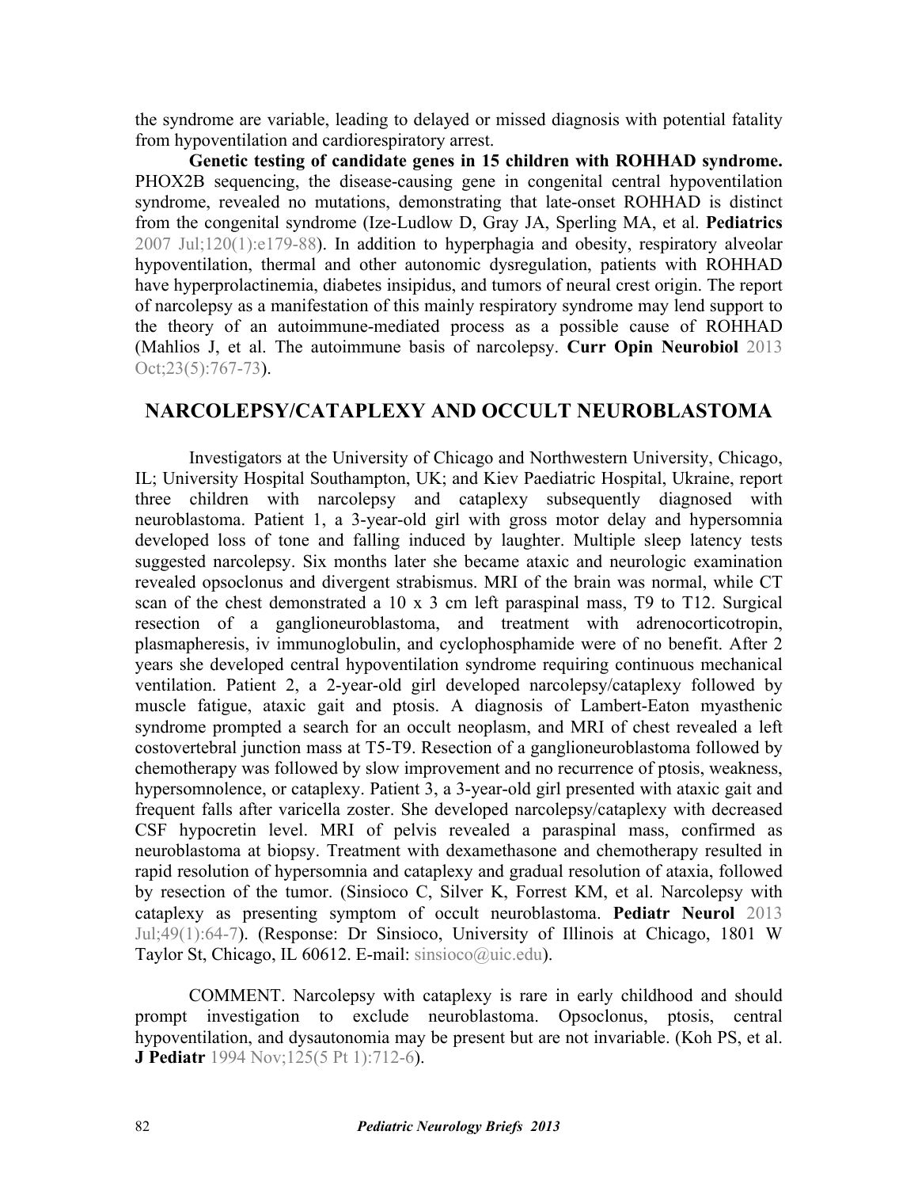the syndrome are variable, leading to delayed or missed diagnosis with potential fatality from hypoventilation and cardiorespiratory arrest.

**Genetic testing of candidate genes in 15 children with ROHHAD syndrome.** PHOX2B sequencing, the disease-causing gene in congenital central hypoventilation syndrome, revealed no mutations, demonstrating that late-onset ROHHAD is distinct from the congenital syndrome (Ize-Ludlow D, Gray JA, Sperling MA, et al. **Pediatrics** 2007 Jul;120(1):e179-88). In addition to hyperphagia and obesity, respiratory alveolar hypoventilation, thermal and other autonomic dysregulation, patients with ROHHAD have hyperprolactinemia, diabetes insipidus, and tumors of neural crest origin. The report of narcolepsy as a manifestation of this mainly respiratory syndrome may lend support to the theory of an autoimmune-mediated process as a possible cause of ROHHAD (Mahlios J, et al. The autoimmune basis of narcolepsy. **Curr Opin Neurobiol** 2013 Oct;23(5):767-73).

## NARCOLEPSY/CATAPLEXY AND OCCULT NEUROBLASTOMA

Investigators at the University of Chicago and Northwestern University, Chicago, IL; University Hospital Southampton, UK; and Kiev Paediatric Hospital, Ukraine, report three children with narcolepsy and cataplexy subsequently diagnosed with neuroblastoma. Patient 1, a 3-year-old girl with gross motor delay and hypersomnia developed loss of tone and falling induced by laughter. Multiple sleep latency tests suggested narcolepsy. Six months later she became ataxic and neurologic examination revealed opsoclonus and divergent strabismus. MRI of the brain was normal, while CT scan of the chest demonstrated a 10 x 3 cm left paraspinal mass, T9 to T12. Surgical resection of a ganglioneuroblastoma, and treatment with adrenocorticotropin, plasmapheresis, iv immunoglobulin, and cyclophosphamide were of no benefit. After 2 years she developed central hypoventilation syndrome requiring continuous mechanical ventilation. Patient 2, a 2-year-old girl developed narcolepsy/cataplexy followed by muscle fatigue, ataxic gait and ptosis. A diagnosis of Lambert-Eaton myasthenic syndrome prompted a search for an occult neoplasm, and MRI of chest revealed a left costovertebral junction mass at T5-T9. Resection of a ganglioneuroblastoma followed by chemotherapy was followed by slow improvement and no recurrence of ptosis, weakness, hypersomnolence, or cataplexy. Patient 3, a 3-year-old girl presented with ataxic gait and frequent falls after varicella zoster. She developed narcolepsy/cataplexy with decreased CSF hypocretin level. MRI of pelvis revealed a paraspinal mass, confirmed as neuroblastoma at biopsy. Treatment with dexamethasone and chemotherapy resulted in rapid resolution of hypersomnia and cataplexy and gradual resolution of ataxia, followed by resection of the tumor. (Sinsioco C, Silver K, Forrest KM, et al. Narcolepsy with cataplexy as presenting symptom of occult neuroblastoma. **Pediatr Neurol** 2013 Jul;49(1):64-7). (Response: Dr Sinsioco, University of Illinois at Chicago, 1801 W Taylor St, Chicago, IL 60612. E-mail: sinsioco@uic.edu).

COMMENT. Narcolepsy with cataplexy is rare in early childhood and should prompt investigation to exclude neuroblastoma. Opsoclonus, ptosis, central hypoventilation, and dysautonomia may be present but are not invariable. (Koh PS, et al. **J Pediatr** 1994 Nov;125(5 Pt 1):712-6).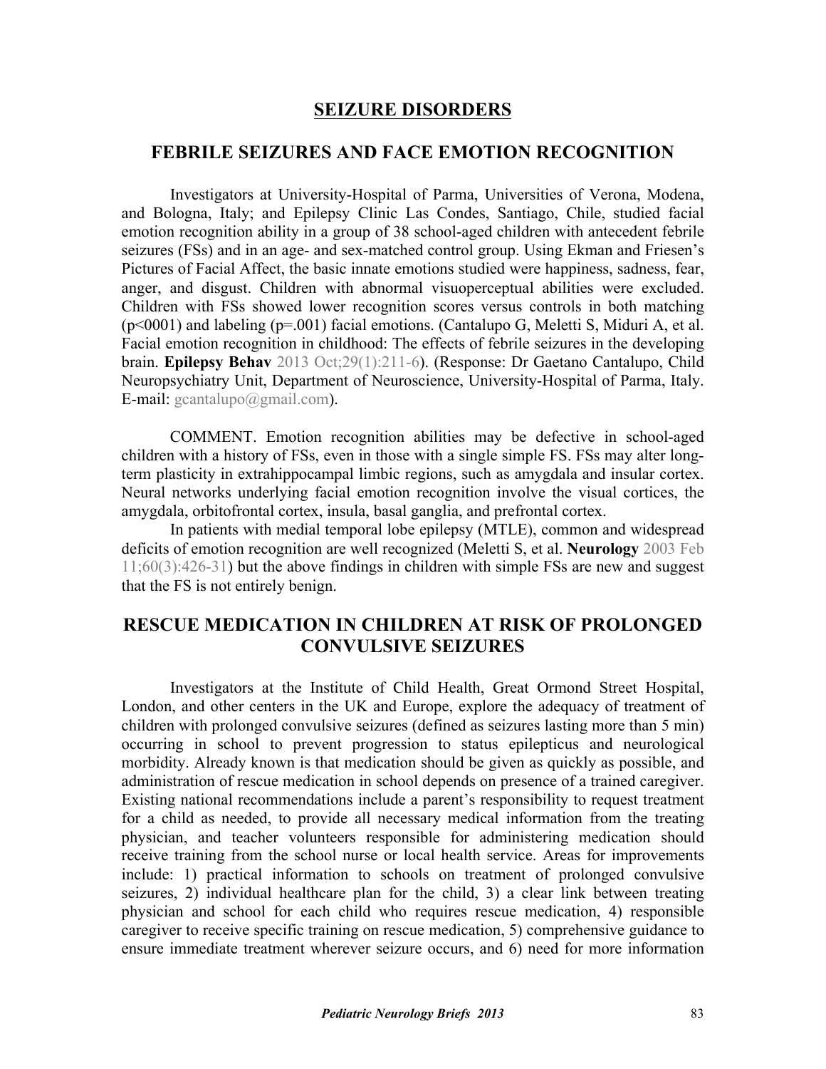# SEIZURE DISORDERS

## FEBRILE SEIZURES AND FACE EMOTION RECOGNITION

Investigators at University-Hospital of Parma, Universities of Verona, Modena, and Bologna, Italy; and Epilepsy Clinic Las Condes, Santiago, Chile, studied facial emotion recognition ability in a group of 38 school-aged children with antecedent febrile seizures (FSs) and in an age- and sex-matched control group. Using Ekman and Friesen's Pictures of Facial Affect, the basic innate emotions studied were happiness, sadness, fear, anger, and disgust. Children with abnormal visuoperceptual abilities were excluded. Children with FSs showed lower recognition scores versus controls in both matching ($p<0001$) and labeling ($p=.001$) facial emotions. (Cantalupo G, Meletti S, Miduri A, et al. Facial emotion recognition in childhood: The effects of febrile seizures in the developing brain. **Epilepsy Behav** 2013 Oct;29(1):211-6). (Response: Dr Gaetano Cantalupo, Child Neuropsychiatry Unit, Department of Neuroscience, University-Hospital of Parma, Italy. E-mail: gcantalupo@gmail.com).

COMMENT. Emotion recognition abilities may be defective in school-aged children with a history of FSs, even in those with a single simple FS. FSs may alter long-term plasticity in extrahippocampal limbic regions, such as amygdala and insular cortex. Neural networks underlying facial emotion recognition involve the visual cortices, the amygdala, orbitofrontal cortex, insula, basal ganglia, and prefrontal cortex.

In patients with medial temporal lobe epilepsy (MTLE), common and widespread deficits of emotion recognition are well recognized (Meletti S, et al. **Neurology** 2003 Feb 11;60(3):426-31) but the above findings in children with simple FSs are new and suggest that the FS is not entirely benign.

## RESCUE MEDICATION IN CHILDREN AT RISK OF PROLONGED CONVULSIVE SEIZURES

Investigators at the Institute of Child Health, Great Ormond Street Hospital, London, and other centers in the UK and Europe, explore the adequacy of treatment of children with prolonged convulsive seizures (defined as seizures lasting more than 5 min) occurring in school to prevent progression to status epilepticus and neurological morbidity. Already known is that medication should be given as quickly as possible, and administration of rescue medication in school depends on presence of a trained caregiver. Existing national recommendations include a parent's responsibility to request treatment for a child as needed, to provide all necessary medical information from the treating physician, and teacher volunteers responsible for administering medication should receive training from the school nurse or local health service. Areas for improvements include: 1) practical information to schools on treatment of prolonged convulsive seizures, 2) individual healthcare plan for the child, 3) a clear link between treating physician and school for each child who requires rescue medication, 4) responsible caregiver to receive specific training on rescue medication, 5) comprehensive guidance to ensure immediate treatment wherever seizure occurs, and 6) need for more information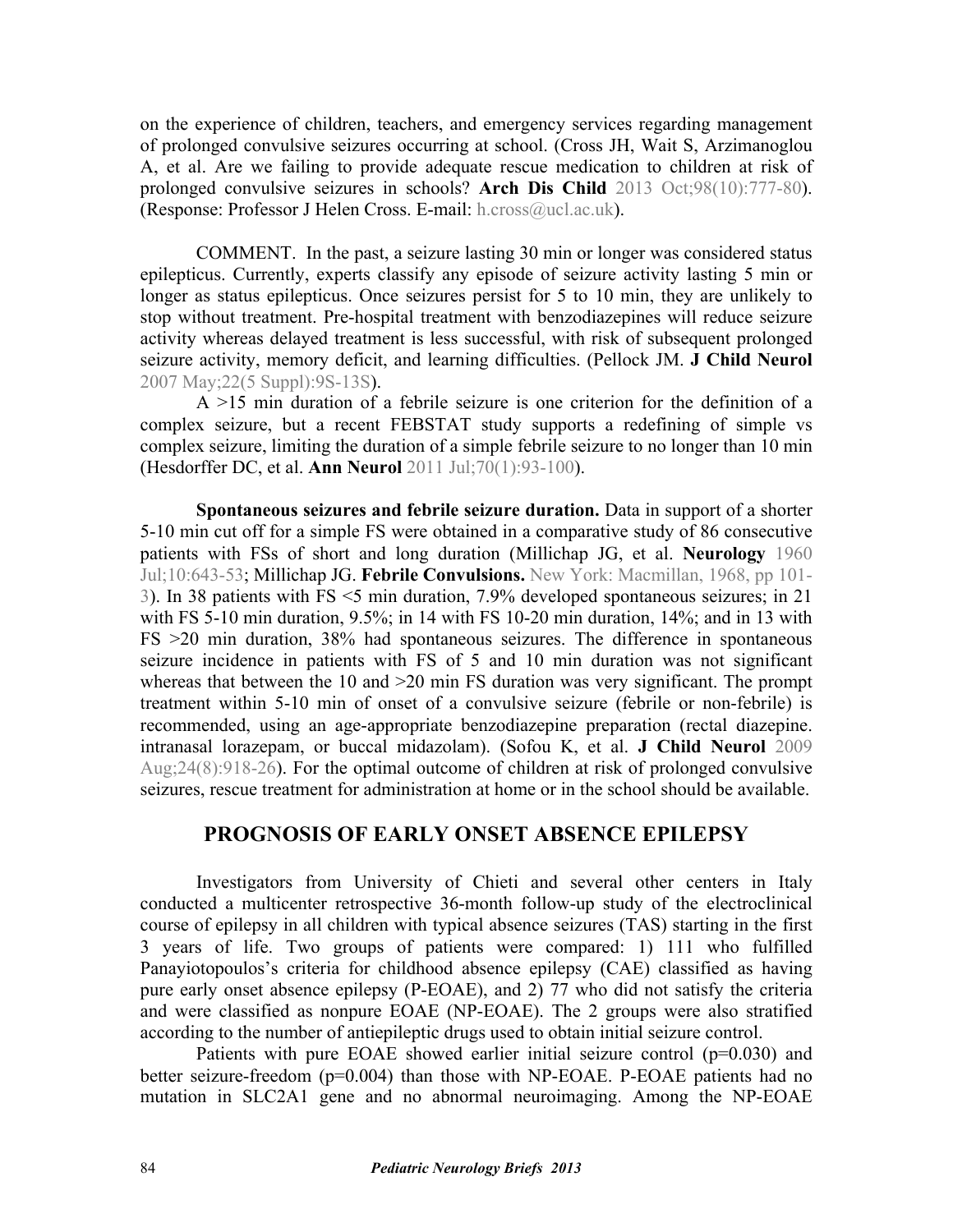on the experience of children, teachers, and emergency services regarding management of prolonged convulsive seizures occurring at school. (Cross JH, Wait S, Arzimanoglou A, et al. Are we failing to provide adequate rescue medication to children at risk of prolonged convulsive seizures in schools? **Arch Dis Child** 2013 Oct;98(10):777-80). (Response: Professor J Helen Cross. E-mail: h.cross@ucl.ac.uk).

COMMENT. In the past, a seizure lasting 30 min or longer was considered status epilepticus. Currently, experts classify any episode of seizure activity lasting 5 min or longer as status epilepticus. Once seizures persist for 5 to 10 min, they are unlikely to stop without treatment. Pre-hospital treatment with benzodiazepines will reduce seizure activity whereas delayed treatment is less successful, with risk of subsequent prolonged seizure activity, memory deficit, and learning difficulties. (Pellock JM. **J Child Neurol** 2007 May;22(5 Suppl):9S-13S).

A >15 min duration of a febrile seizure is one criterion for the definition of a complex seizure, but a recent FEBSTAT study supports a redefining of simple vs complex seizure, limiting the duration of a simple febrile seizure to no longer than 10 min (Hesdorffer DC, et al. **Ann Neurol** 2011 Jul;70(1):93-100).

**Spontaneous seizures and febrile seizure duration.** Data in support of a shorter 5-10 min cut off for a simple FS were obtained in a comparative study of 86 consecutive patients with FSs of short and long duration (Millichap JG, et al. **Neurology** 1960 Jul;10:643-53; Millichap JG. **Febrile Convulsions.** New York: Macmillan, 1968, pp 101-3). In 38 patients with FS <5 min duration, 7.9% developed spontaneous seizures; in 21 with FS 5-10 min duration, 9.5%; in 14 with FS 10-20 min duration, 14%; and in 13 with FS >20 min duration, 38% had spontaneous seizures. The difference in spontaneous seizure incidence in patients with FS of 5 and 10 min duration was not significant whereas that between the 10 and >20 min FS duration was very significant. The prompt treatment within 5-10 min of onset of a convulsive seizure (febrile or non-febrile) is recommended, using an age-appropriate benzodiazepine preparation (rectal diazepine. intranasal lorazepam, or buccal midazolam). (Sofou K, et al. **J Child Neurol** 2009 Aug;24(8):918-26). For the optimal outcome of children at risk of prolonged convulsive seizures, rescue treatment for administration at home or in the school should be available.

## PROGNOSIS OF EARLY ONSET ABSENCE EPILEPSY

Investigators from University of Chieti and several other centers in Italy conducted a multicenter retrospective 36-month follow-up study of the electroclinical course of epilepsy in all children with typical absence seizures (TAS) starting in the first 3 years of life. Two groups of patients were compared: 1) 111 who fulfilled Panayiotopoulos's criteria for childhood absence epilepsy (CAE) classified as having pure early onset absence epilepsy (P-EOAE), and 2) 77 who did not satisfy the criteria and were classified as nonpure EOAE (NP-EOAE). The 2 groups were also stratified according to the number of antiepileptic drugs used to obtain initial seizure control.

Patients with pure EOAE showed earlier initial seizure control ($p=0.030$) and better seizure-freedom ($p=0.004$) than those with NP-EOAE. P-EOAE patients had no mutation in SLC2A1 gene and no abnormal neuroimaging. Among the NP-EOAE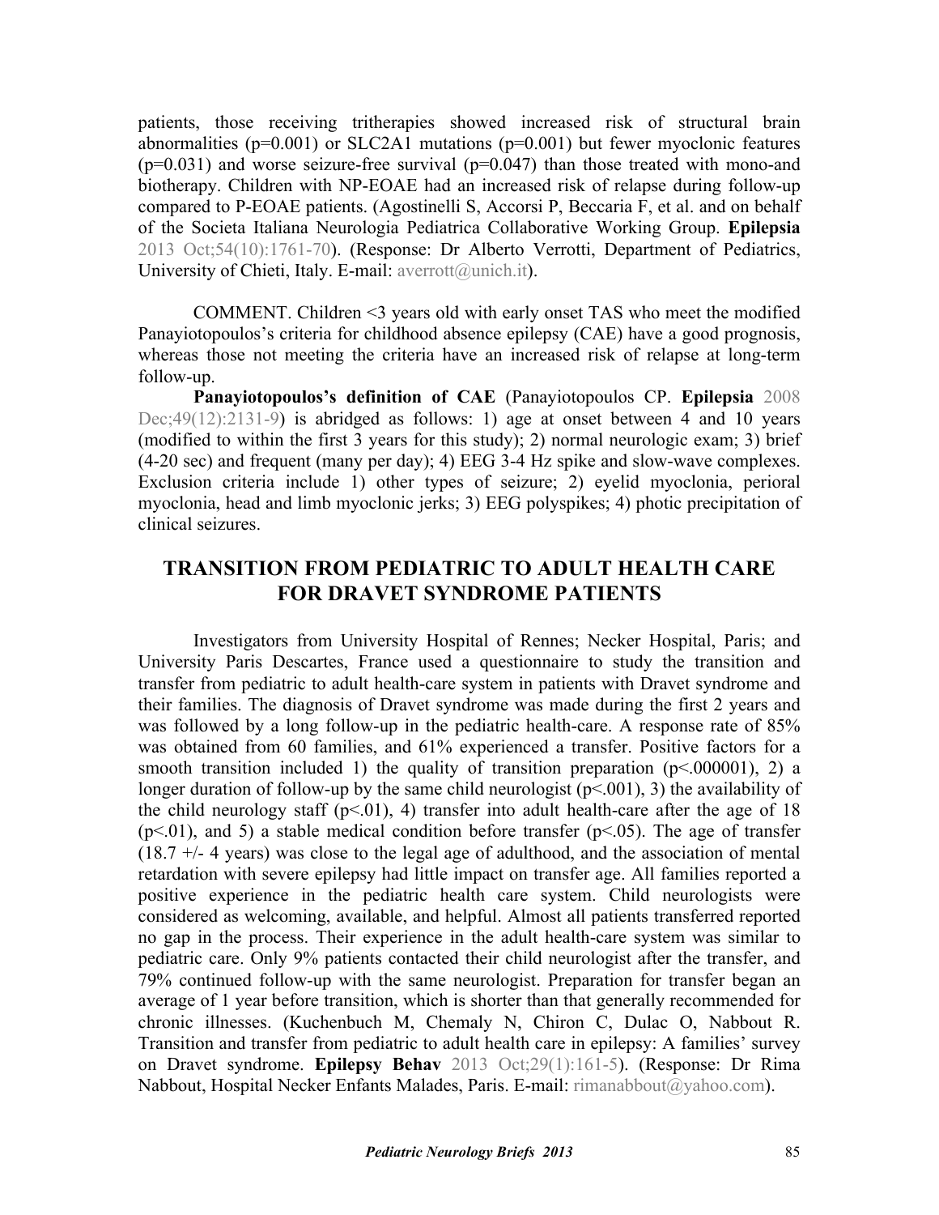patients, those receiving tritherapies showed increased risk of structural brain abnormalities ($p=0.001$) or SLC2A1 mutations ($p=0.001$) but fewer myoclonic features ($p=0.031$) and worse seizure-free survival ($p=0.047$) than those treated with mono-and biotherapy. Children with NP-EOAE had an increased risk of relapse during follow-up compared to P-EOAE patients. (Agostinelli S, Accorsi P, Beccaria F, et al. and on behalf of the Societa Italiana Neurologia Pediatrica Collaborative Working Group. **Epilepsia** 2013 Oct;54(10):1761-70). (Response: Dr Alberto Verrotti, Department of Pediatrics, University of Chieti, Italy. E-mail: averrott@unich.it).

COMMENT. Children <3 years old with early onset TAS who meet the modified Panayiotopoulos's criteria for childhood absence epilepsy (CAE) have a good prognosis, whereas those not meeting the criteria have an increased risk of relapse at long-term follow-up.

**Panayiotopoulos's definition of CAE** (Panayiotopoulos CP. **Epilepsia** 2008 Dec;49(12):2131-9) is abridged as follows: 1) age at onset between 4 and 10 years (modified to within the first 3 years for this study); 2) normal neurologic exam; 3) brief (4-20 sec) and frequent (many per day); 4) EEG 3-4 Hz spike and slow-wave complexes. Exclusion criteria include 1) other types of seizure; 2) eyelid myoclonia, perioral myoclonia, head and limb myoclonic jerks; 3) EEG polyspikes; 4) photic precipitation of clinical seizures.

## TRANSITION FROM PEDIATRIC TO ADULT HEALTH CARE FOR DRAVET SYNDROME PATIENTS

Investigators from University Hospital of Rennes; Necker Hospital, Paris; and University Paris Descartes, France used a questionnaire to study the transition and transfer from pediatric to adult health-care system in patients with Dravet syndrome and their families. The diagnosis of Dravet syndrome was made during the first 2 years and was followed by a long follow-up in the pediatric health-care. A response rate of 85% was obtained from 60 families, and 61% experienced a transfer. Positive factors for a smooth transition included 1) the quality of transition preparation ($p<.000001$), 2) a longer duration of follow-up by the same child neurologist ($p<.001$), 3) the availability of the child neurology staff ($p<.01$), 4) transfer into adult health-care after the age of 18 ($p<.01$), and 5) a stable medical condition before transfer ($p<.05$). The age of transfer (18.7 +/- 4 years) was close to the legal age of adulthood, and the association of mental retardation with severe epilepsy had little impact on transfer age. All families reported a positive experience in the pediatric health care system. Child neurologists were considered as welcoming, available, and helpful. Almost all patients transferred reported no gap in the process. Their experience in the adult health-care system was similar to pediatric care. Only 9% patients contacted their child neurologist after the transfer, and 79% continued follow-up with the same neurologist. Preparation for transfer began an average of 1 year before transition, which is shorter than that generally recommended for chronic illnesses. (Kuchenbuch M, Chemaly N, Chiron C, Dulac O, Nabbout R. Transition and transfer from pediatric to adult health care in epilepsy: A families' survey on Dravet syndrome. **Epilepsy Behav** 2013 Oct;29(1):161-5). (Response: Dr Rima Nabbout, Hospital Necker Enfants Malades, Paris. E-mail: rimanabbout@yahoo.com).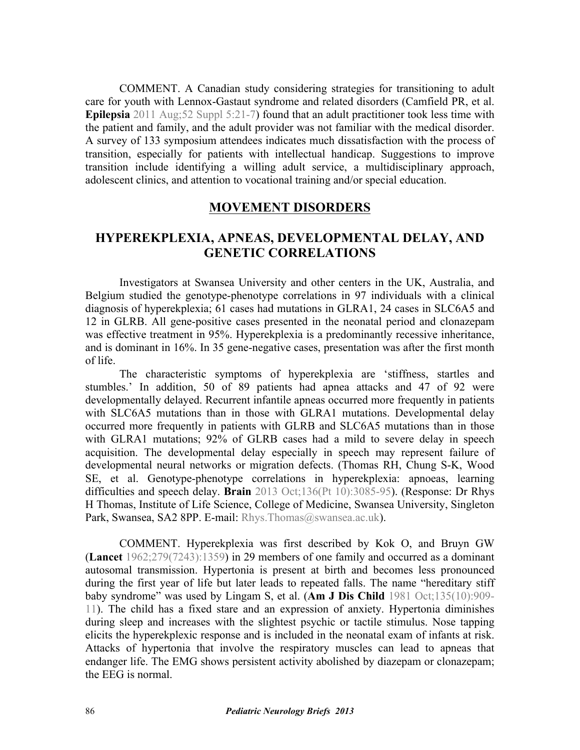COMMENT. A Canadian study considering strategies for transitioning to adult care for youth with Lennox-Gastaut syndrome and related disorders (Camfield PR, et al. **Epilepsia** 2011 Aug;52 Suppl 5:21-7) found that an adult practitioner took less time with the patient and family, and the adult provider was not familiar with the medical disorder. A survey of 133 symposium attendees indicates much dissatisfaction with the process of transition, especially for patients with intellectual handicap. Suggestions to improve transition include identifying a willing adult service, a multidisciplinary approach, adolescent clinics, and attention to vocational training and/or special education.

## MOVEMENT DISORDERS

## HYPEREKPLEXIA, APNEAS, DEVELOPMENTAL DELAY, AND GENETIC CORRELATIONS

Investigators at Swansea University and other centers in the UK, Australia, and Belgium studied the genotype-phenotype correlations in 97 individuals with a clinical diagnosis of hyperekplexia; 61 cases had mutations in GLRA1, 24 cases in SLC6A5 and 12 in GLRB. All gene-positive cases presented in the neonatal period and clonazepam was effective treatment in 95%. Hyperekplexia is a predominantly recessive inheritance, and is dominant in 16%. In 35 gene-negative cases, presentation was after the first month of life.

The characteristic symptoms of hyperekplexia are 'stiffness, startles and stumbles.' In addition, 50 of 89 patients had apnea attacks and 47 of 92 were developmentally delayed. Recurrent infantile apneas occurred more frequently in patients with SLC6A5 mutations than in those with GLRA1 mutations. Developmental delay occurred more frequently in patients with GLRB and SLC6A5 mutations than in those with GLRA1 mutations; 92% of GLRB cases had a mild to severe delay in speech acquisition. The developmental delay especially in speech may represent failure of developmental neural networks or migration defects. (Thomas RH, Chung S-K, Wood SE, et al. Genotype-phenotype correlations in hyperekplexia: apnoeas, learning difficulties and speech delay. **Brain** 2013 Oct;136(Pt 10):3085-95). (Response: Dr Rhys H Thomas, Institute of Life Science, College of Medicine, Swansea University, Singleton Park, Swansea, SA2 8PP. E-mail: Rhys.Thomas@swansea.ac.uk).

COMMENT. Hyperekplexia was first described by Kok O, and Bruyn GW (**Lancet** 1962;279(7243):1359) in 29 members of one family and occurred as a dominant autosomal transmission. Hypertonia is present at birth and becomes less pronounced during the first year of life but later leads to repeated falls. The name "hereditary stiff baby syndrome" was used by Lingam S, et al. (**Am J Dis Child** 1981 Oct;135(10):909-11). The child has a fixed stare and an expression of anxiety. Hypertonia diminishes during sleep and increases with the slightest psychic or tactile stimulus. Nose tapping elicits the hyperekplexic response and is included in the neonatal exam of infants at risk. Attacks of hypertonia that involve the respiratory muscles can lead to apneas that endanger life. The EMG shows persistent activity abolished by diazepam or clonazepam; the EEG is normal.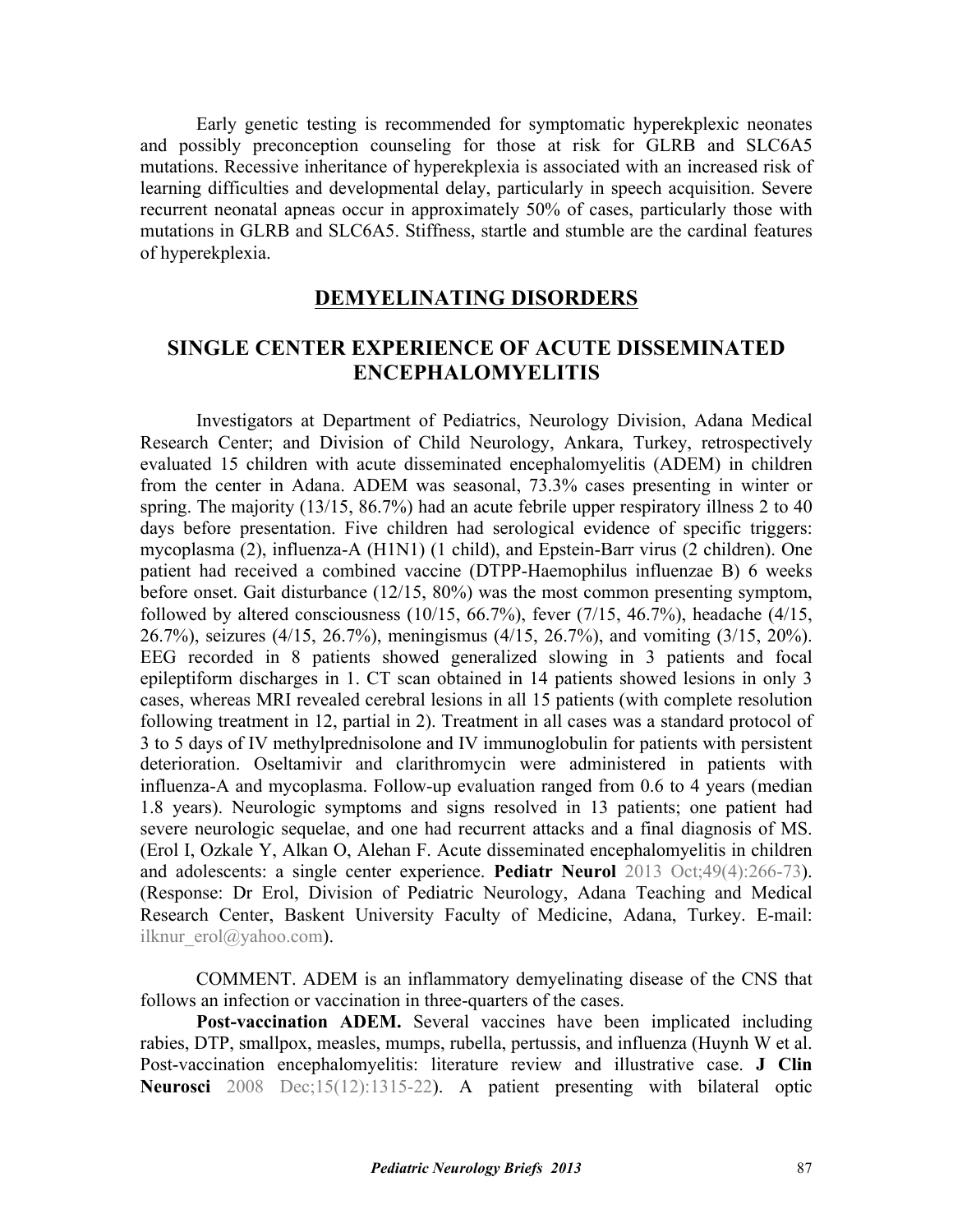Early genetic testing is recommended for symptomatic hyperekplexic neonates and possibly preconception counseling for those at risk for GLRB and SLC6A5 mutations. Recessive inheritance of hyperekplexia is associated with an increased risk of learning difficulties and developmental delay, particularly in speech acquisition. Severe recurrent neonatal apneas occur in approximately 50% of cases, particularly those with mutations in GLRB and SLC6A5. Stiffness, startle and stumble are the cardinal features of hyperekplexia.

## DEMYELINATING DISORDERS

### SINGLE CENTER EXPERIENCE OF ACUTE DISSEMINATED ENCEPHALOMYELITIS

Investigators at Department of Pediatrics, Neurology Division, Adana Medical Research Center; and Division of Child Neurology, Ankara, Turkey, retrospectively evaluated 15 children with acute disseminated encephalomyelitis (ADEM) in children from the center in Adana. ADEM was seasonal, 73.3% cases presenting in winter or spring. The majority (13/15, 86.7%) had an acute febrile upper respiratory illness 2 to 40 days before presentation. Five children had serological evidence of specific triggers: mycoplasma (2), influenza-A (H1N1) (1 child), and Epstein-Barr virus (2 children). One patient had received a combined vaccine (DTPP-Haemophilus influenzae B) 6 weeks before onset. Gait disturbance (12/15, 80%) was the most common presenting symptom, followed by altered consciousness (10/15, 66.7%), fever (7/15, 46.7%), headache (4/15, 26.7%), seizures (4/15, 26.7%), meningismus (4/15, 26.7%), and vomiting (3/15, 20%). EEG recorded in 8 patients showed generalized slowing in 3 patients and focal epileptiform discharges in 1. CT scan obtained in 14 patients showed lesions in only 3 cases, whereas MRI revealed cerebral lesions in all 15 patients (with complete resolution following treatment in 12, partial in 2). Treatment in all cases was a standard protocol of 3 to 5 days of IV methylprednisolone and IV immunoglobulin for patients with persistent deterioration. Oseltamivir and clarithromycin were administered in patients with influenza-A and mycoplasma. Follow-up evaluation ranged from 0.6 to 4 years (median 1.8 years). Neurologic symptoms and signs resolved in 13 patients; one patient had severe neurologic sequelae, and one had recurrent attacks and a final diagnosis of MS. (Erol I, Ozkale Y, Alkan O, Alehan F. Acute disseminated encephalomyelitis in children and adolescents: a single center experience. **Pediatr Neurol** 2013 Oct;49(4):266-73). (Response: Dr Erol, Division of Pediatric Neurology, Adana Teaching and Medical Research Center, Baskent University Faculty of Medicine, Adana, Turkey. E-mail: ilknur_erol@yahoo.com).

COMMENT. ADEM is an inflammatory demyelinating disease of the CNS that follows an infection or vaccination in three-quarters of the cases.

**Post-vaccination ADEM.** Several vaccines have been implicated including rabies, DTP, smallpox, measles, mumps, rubella, pertussis, and influenza (Huynh W et al. Post-vaccination encephalomyelitis: literature review and illustrative case. **J Clin Neurosci** 2008 Dec;15(12):1315-22). A patient presenting with bilateral optic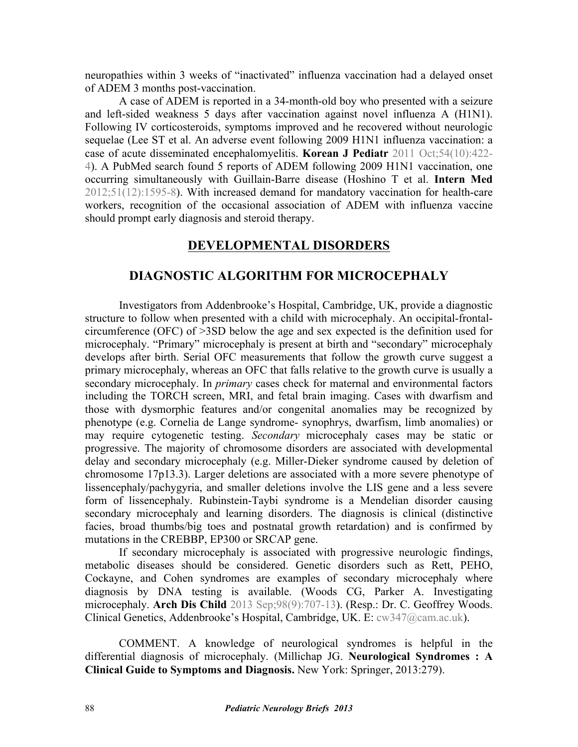neuropathies within 3 weeks of "inactivated" influenza vaccination had a delayed onset of ADEM 3 months post-vaccination.

A case of ADEM is reported in a 34-month-old boy who presented with a seizure and left-sided weakness 5 days after vaccination against novel influenza A (H1N1). Following IV corticosteroids, symptoms improved and he recovered without neurologic sequelae (Lee ST et al. An adverse event following 2009 H1N1 influenza vaccination: a case of acute disseminated encephalomyelitis. **Korean J Pediatr** 2011 Oct;54(10):422-4). A PubMed search found 5 reports of ADEM following 2009 H1N1 vaccination, one occurring simultaneously with Guillain-Barre disease (Hoshino T et al. **Intern Med** 2012;51(12):1595-8). With increased demand for mandatory vaccination for health-care workers, recognition of the occasional association of ADEM with influenza vaccine should prompt early diagnosis and steroid therapy.

## DEVELOPMENTAL DISORDERS

## DIAGNOSTIC ALGORITHM FOR MICROCEPHALY

Investigators from Addenbrooke's Hospital, Cambridge, UK, provide a diagnostic structure to follow when presented with a child with microcephaly. An occipital-frontal-circumference (OFC) of >3SD below the age and sex expected is the definition used for microcephaly. "Primary" microcephaly is present at birth and "secondary" microcephaly develops after birth. Serial OFC measurements that follow the growth curve suggest a primary microcephaly, whereas an OFC that falls relative to the growth curve is usually a secondary microcephaly. In *primary* cases check for maternal and environmental factors including the TORCH screen, MRI, and fetal brain imaging. Cases with dwarfism and those with dysmorphic features and/or congenital anomalies may be recognized by phenotype (e.g. Cornelia de Lange syndrome- synophrys, dwarfism, limb anomalies) or may require cytogenetic testing. *Secondary* microcephaly cases may be static or progressive. The majority of chromosome disorders are associated with developmental delay and secondary microcephaly (e.g. Miller-Dieker syndrome caused by deletion of chromosome 17p13.3). Larger deletions are associated with a more severe phenotype of lissencephaly/pachygyria, and smaller deletions involve the LIS gene and a less severe form of lissencephaly. Rubinstein-Taybi syndrome is a Mendelian disorder causing secondary microcephaly and learning disorders. The diagnosis is clinical (distinctive facies, broad thumbs/big toes and postnatal growth retardation) and is confirmed by mutations in the CREBBP, EP300 or SRCAP gene.

If secondary microcephaly is associated with progressive neurologic findings, metabolic diseases should be considered. Genetic disorders such as Rett, PEHO, Cockayne, and Cohen syndromes are examples of secondary microcephaly where diagnosis by DNA testing is available. (Woods CG, Parker A. Investigating microcephaly. **Arch Dis Child** 2013 Sep;98(9):707-13). (Resp.: Dr. C. Geoffrey Woods. Clinical Genetics, Addenbrooke's Hospital, Cambridge, UK. E: cw347@cam.ac.uk).

COMMENT. A knowledge of neurological syndromes is helpful in the differential diagnosis of microcephaly. (Millichap JG. **Neurological Syndromes : A Clinical Guide to Symptoms and Diagnosis.** New York: Springer, 2013:279).